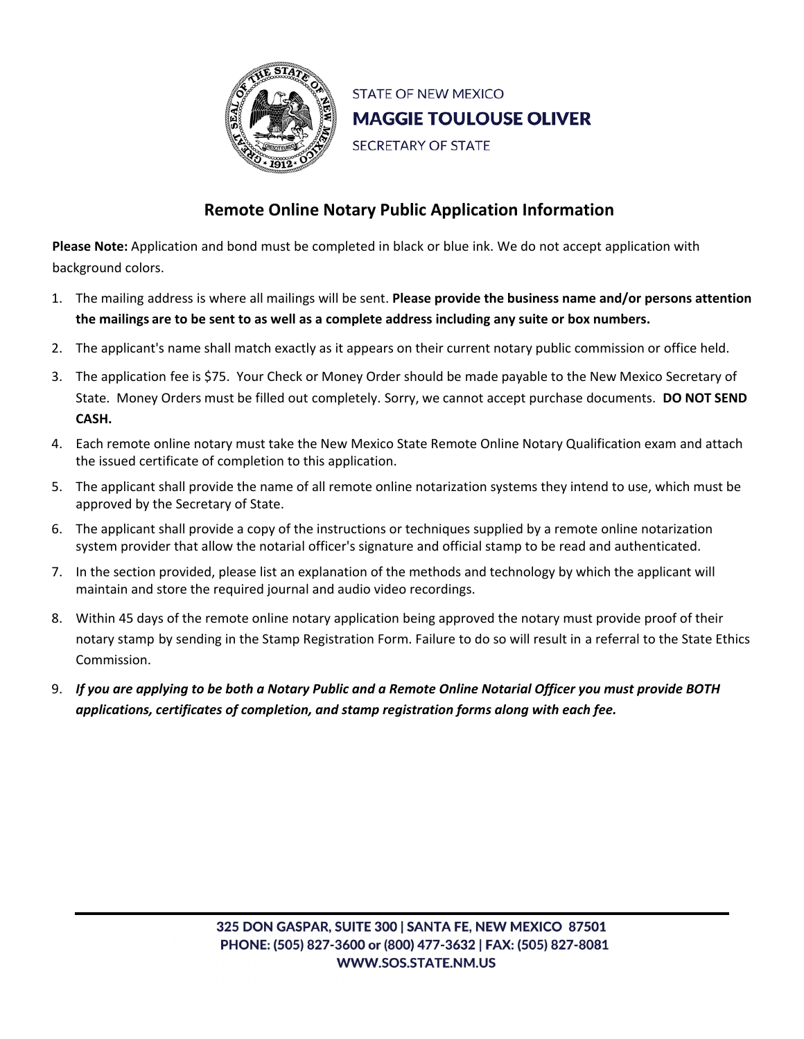STATE OF NEW MEXICO

**MAGGIE TOULOUSE OLIVER**

SECRETARY OF STATE

## Remote Online Notary Public Application Information

**Please Note:** Application and bond must be completed in black or blue ink. We do not accept application with background colors.

1. The mailing address is where all mailings will be sent. **Please provide the business name and/or persons attention the mailings are to be sent to as well as a complete address including any suite or box numbers.**
2. The applicant's name shall match exactly as it appears on their current notary public commission or office held.
3. The application fee is $75. Your Check or Money Order should be made payable to the New Mexico Secretary of State. Money Orders must be filled out completely. Sorry, we cannot accept purchase documents. **DO NOT SEND CASH.**
4. Each remote online notary must take the New Mexico State Remote Online Notary Qualification exam and attach the issued certificate of completion to this application.
5. The applicant shall provide the name of all remote online notarization systems they intend to use, which must be approved by the Secretary of State.
6. The applicant shall provide a copy of the instructions or techniques supplied by a remote online notarization system provider that allow the notarial officer's signature and official stamp to be read and authenticated.
7. In the section provided, please list an explanation of the methods and technology by which the applicant will maintain and store the required journal and audio video recordings.
8. Within 45 days of the remote online notary application being approved the notary must provide proof of their notary stamp by sending in the Stamp Registration Form. Failure to do so will result in a referral to the State Ethics Commission.
9. ***If you are applying to be both a Notary Public and a Remote Online Notarial Officer you must provide BOTH applications, certificates of completion, and stamp registration forms along with each fee.***

325 DON GASPAR, SUITE 300 | SANTA FE, NEW MEXICO 87501
PHONE: (505) 827-3600 or (800) 477-3632 | FAX: (505) 827-8081
WWW.SOS.STATE.NM.US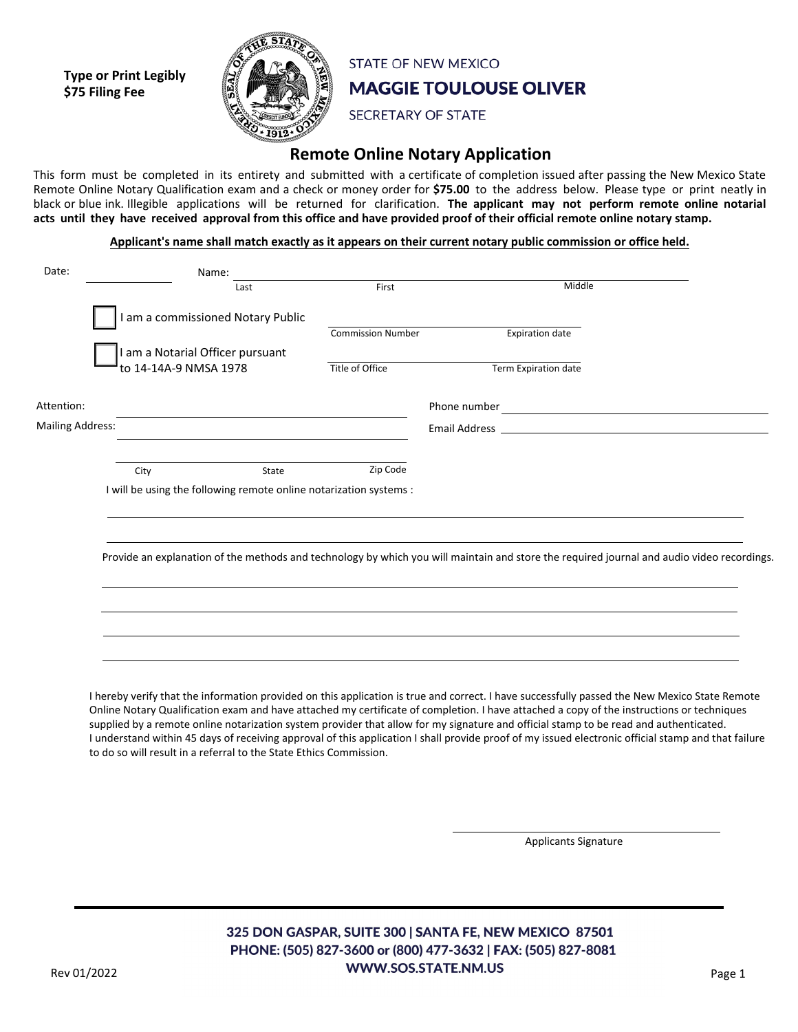**Type or Print Legibly**
**$75 Filing Fee**

STATE OF NEW MEXICO

**MAGGIE TOULOUSE OLIVER**

SECRETARY OF STATE

## Remote Online Notary Application

This form must be completed in its entirety and submitted with a certificate of completion issued after passing the New Mexico State Remote Online Notary Qualification exam and a check or money order for **$75.00** to the address below. Please type or print neatly in black or blue ink. Illegible applications will be returned for clarification. **The applicant may not perform remote online notarial acts until they have received approval from this office and have provided proof of their official remote online notary stamp.**

**Applicant's name shall match exactly as it appears on their current notary public commission or office held.**

Date: ____________ Name: ______________________________________________
Last First Middle

☐ I am a commissioned Notary Public ______________________
Commission Number Expiration date

☐ I am a Notarial Officer pursuant to 14-14A-9 NMSA 1978 ______________________
Title of Office Term Expiration date

Attention: ______________________ Phone number ______________________

Mailing Address: ______________________ Email Address ______________________

______________________
City State Zip Code

I will be using the following remote online notarization systems :

______________________________________________

______________________________________________

Provide an explanation of the methods and technology by which you will maintain and store the required journal and audio video recordings.

______________________________________________

______________________________________________

______________________________________________

______________________________________________

I hereby verify that the information provided on this application is true and correct. I have successfully passed the New Mexico State Remote Online Notary Qualification exam and have attached my certificate of completion. I have attached a copy of the instructions or techniques supplied by a remote online notarization system provider that allow for my signature and official stamp to be read and authenticated.
I understand within 45 days of receiving approval of this application I shall provide proof of my issued electronic official stamp and that failure to do so will result in a referral to the State Ethics Commission.

______________________
Applicants Signature

325 DON GASPAR, SUITE 300 | SANTA FE, NEW MEXICO 87501
PHONE: (505) 827-3600 or (800) 477-3632 | FAX: (505) 827-8081
WWW.SOS.STATE.NM.US

Rev 01/2022